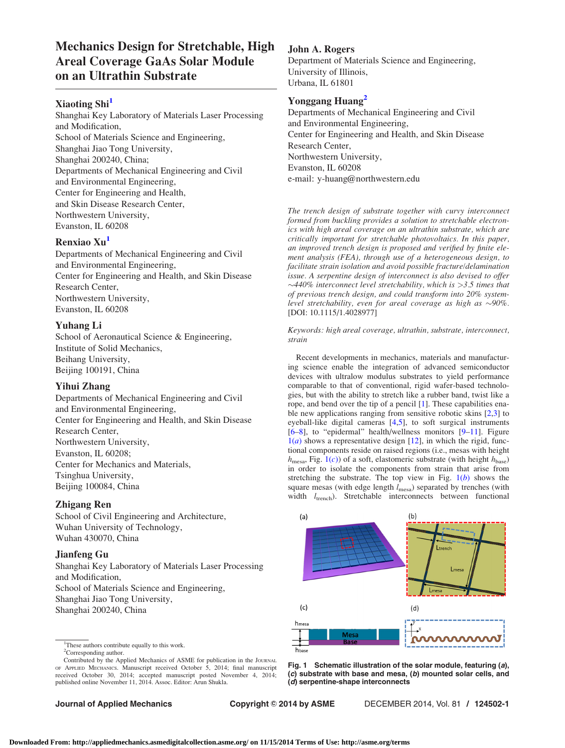# Mechanics Design for Stretchable, High Areal Coverage GaAs Solar Module on an Ultrathin Substrate

**Xiaoting Shi**[1]
Shanghai Key Laboratory of Materials Laser Processing and Modification,
School of Materials Science and Engineering,
Shanghai Jiao Tong University,
Shanghai 200240, China;
Departments of Mechanical Engineering and Civil and Environmental Engineering,
Center for Engineering and Health,
and Skin Disease Research Center,
Northwestern University,
Evanston, IL 60208

**Renxiao Xu**[1]
Departments of Mechanical Engineering and Civil and Environmental Engineering,
Center for Engineering and Health, and Skin Disease Research Center,
Northwestern University,
Evanston, IL 60208

**Yuhang Li**
School of Aeronautical Science & Engineering,
Institute of Solid Mechanics,
Beihang University,
Beijing 100191, China

**Yihui Zhang**
Departments of Mechanical Engineering and Civil and Environmental Engineering,
Center for Engineering and Health, and Skin Disease Research Center,
Northwestern University,
Evanston, IL 60208;
Center for Mechanics and Materials,
Tsinghua University,
Beijing 100084, China

**Zhigang Ren**
School of Civil Engineering and Architecture,
Wuhan University of Technology,
Wuhan 430070, China

**Jianfeng Gu**
Shanghai Key Laboratory of Materials Laser Processing and Modification,
School of Materials Science and Engineering,
Shanghai Jiao Tong University,
Shanghai 200240, China

**John A. Rogers**
Department of Materials Science and Engineering,
University of Illinois,
Urbana, IL 61801

**Yonggang Huang**[2]
Departments of Mechanical Engineering and Civil and Environmental Engineering,
Center for Engineering and Health, and Skin Disease Research Center,
Northwestern University,
Evanston, IL 60208
e-mail: y-huang@northwestern.edu

*The trench design of substrate together with curvy interconnect formed from buckling provides a solution to stretchable electronics with high areal coverage on an ultrathin substrate, which are critically important for stretchable photovoltaics. In this paper, an improved trench design is proposed and verified by finite element analysis (FEA), through use of a heterogeneous design, to facilitate strain isolation and avoid possible fracture/delamination issue. A serpentine design of interconnect is also devised to offer ~440% interconnect level stretchability, which is >3.5 times that of previous trench design, and could transform into 20% system-level stretchability, even for areal coverage as high as ~90%.* [DOI: 10.1115/1.4028977]

*Keywords: high areal coverage, ultrathin, substrate, interconnect, strain*

Recent developments in mechanics, materials and manufacturing science enable the integration of advanced semiconductor devices with ultralow modulus substrates to yield performance comparable to that of conventional, rigid wafer-based technologies, but with the ability to stretch like a rubber band, twist like a rope, and bend over the tip of a pencil [1]. These capabilities enable new applications ranging from sensitive robotic skins [2,3] to eyeball-like digital cameras [4,5], to soft surgical instruments [6–8], to "epidermal" health/wellness monitors [9–11]. Figure 1(*a*) shows a representative design [12], in which the rigid, functional components reside on raised regions (i.e., mesas with height $h_{mesa}$, Fig. 1(*c*)) of a soft, elastomeric substrate (with height $h_{base}$) in order to isolate the components from strain that arise from stretching the substrate. The top view in Fig. 1(*b*) shows the square mesas (with edge length $l_{mesa}$) separated by trenches (with width $l_{trench}$). Stretchable interconnects between functional

**Fig. 1 Schematic illustration of the solar module, featuring (*a*), (*c*) substrate with base and mesa, (*b*) mounted solar cells, and (*d*) serpentine-shape interconnects**

[1]These authors contribute equally to this work.
[2]Corresponding author.
Contributed by the Applied Mechanics of ASME for publication in the Journal of Applied Mechanics. Manuscript received October 5, 2014; final manuscript received October 30, 2014; accepted manuscript posted November 4, 2014; published online November 11, 2014. Assoc. Editor: Arun Shukla.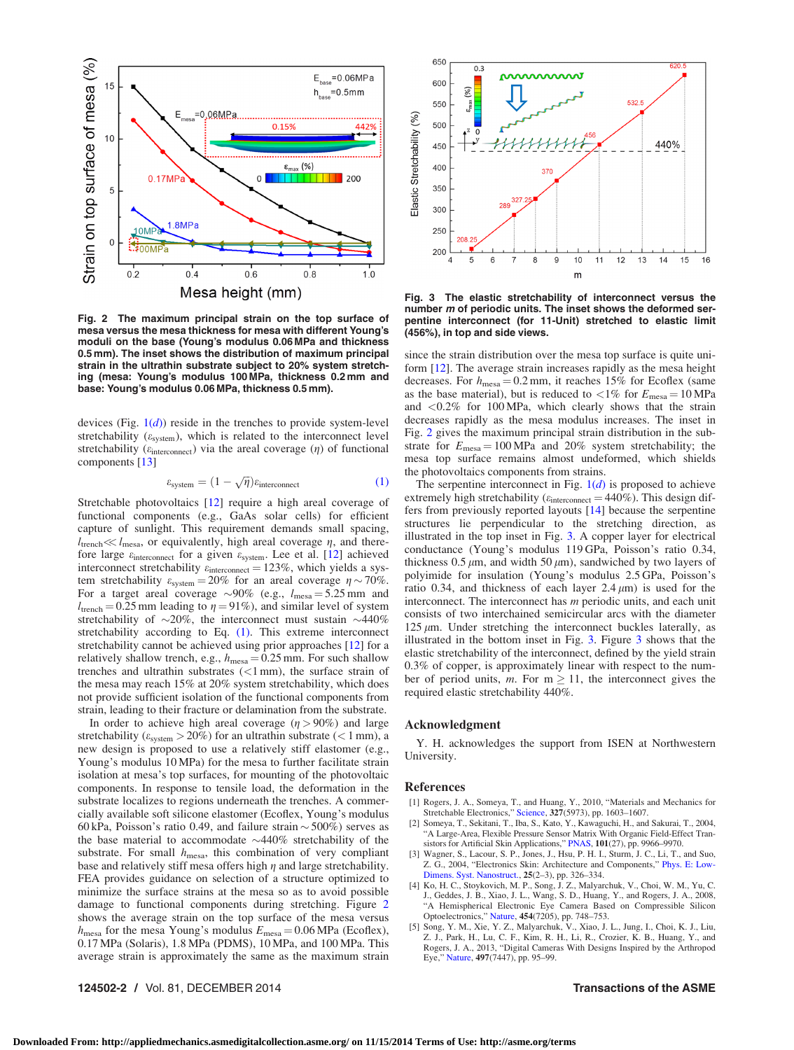**Fig. 2 The maximum principal strain on the top surface of mesa versus the mesa thickness for mesa with different Young's moduli on the base (Young's modulus 0.06 MPa and thickness 0.5 mm). The inset shows the distribution of maximum principal strain in the ultrathin substrate subject to 20% system stretching (mesa: Young's modulus 100 MPa, thickness 0.2 mm and base: Young's modulus 0.06 MPa, thickness 0.5 mm).**

devices (Fig. 1(*d*)) reside in the trenches to provide system-level stretchability ($\varepsilon_{\text{system}}$), which is related to the interconnect level stretchability ($\varepsilon_{\text{interconnect}}$) via the areal coverage ($\eta$) of functional components [13]

$$\varepsilon_{\text{system}} = (1 - \sqrt{\eta})\varepsilon_{\text{interconnect}} \tag{1}$$

Stretchable photovoltaics [12] require a high areal coverage of functional components (e.g., GaAs solar cells) for efficient capture of sunlight. This requirement demands small spacing, $l_{\text{trench}} \ll l_{\text{mesa}}$, or equivalently, high areal coverage $\eta$, and therefore large $\varepsilon_{\text{interconnect}}$ for a given $\varepsilon_{\text{system}}$. Lee et al. [12] achieved interconnect stretchability $\varepsilon_{\text{interconnect}} = 123\%$, which yields a system stretchability $\varepsilon_{\text{system}} = 20\%$ for an areal coverage $\eta \sim 70\%$. For a target areal coverage $\sim$90% (e.g., $l_{\text{mesa}} = 5.25$ mm and $l_{\text{trench}} = 0.25$ mm leading to $\eta = 91\%$), and similar level of system stretchability of $\sim$20%, the interconnect must sustain $\sim$440% stretchability according to Eq. (1). This extreme interconnect stretchability cannot be achieved using prior approaches [12] for a relatively shallow trench, e.g., $h_{\text{mesa}} = 0.25$ mm. For such shallow trenches and ultrathin substrates (<1 mm), the surface strain of the mesa may reach 15% at 20% system stretchability, which does not provide sufficient isolation of the functional components from strain, leading to their fracture or delamination from the substrate.

In order to achieve high areal coverage ($\eta > 90\%$) and large stretchability ($\varepsilon_{\text{system}} > 20\%$) for an ultrathin substrate (< 1 mm), a new design is proposed to use a relatively stiff elastomer (e.g., Young's modulus 10 MPa) for the mesa to further facilitate strain isolation at mesa's top surfaces, for mounting of the photovoltaic components. In response to tensile load, the deformation in the substrate localizes to regions underneath the trenches. A commercially available soft silicone elastomer (Ecoflex, Young's modulus 60 kPa, Poisson's ratio 0.49, and failure strain $\sim$500%) serves as the base material to accommodate $\sim$440% stretchability of the substrate. For small $h_{\text{mesa}}$, this combination of very compliant base and relatively stiff mesa offers high $\eta$ and large stretchability. FEA provides guidance on selection of a structure optimized to minimize the surface strains at the mesa so as to avoid possible damage to functional components during stretching. Figure 2 shows the average strain on the top surface of the mesa versus $h_{\text{mesa}}$ for the mesa Young's modulus $E_{\text{mesa}} = 0.06$ MPa (Ecoflex), 0.17 MPa (Solaris), 1.8 MPa (PDMS), 10 MPa, and 100 MPa. This average strain is approximately the same as the maximum strain since the strain distribution over the mesa top surface is quite uniform [12]. The average strain increases rapidly as the mesa height decreases. For $h_{\text{mesa}} = 0.2$ mm, it reaches 15% for Ecoflex (same as the base material), but is reduced to <1% for $E_{\text{mesa}} = 10$ MPa and <0.2% for 100 MPa, which clearly shows that the strain decreases rapidly as the mesa modulus increases. The inset in Fig. 2 gives the maximum principal strain distribution in the substrate for $E_{\text{mesa}} = 100$ MPa and 20% system stretchability; the mesa top surface remains almost undeformed, which shields the photovoltaics components from strains.

**Fig. 3 The elastic stretchability of interconnect versus the number *m* of periodic units. The inset shows the deformed serpentine interconnect (for 11-Unit) stretched to elastic limit (456%), in top and side views.**

The serpentine interconnect in Fig. 1(*d*) is proposed to achieve extremely high stretchability ($\varepsilon_{\text{interconnect}} = 440\%$). This design differs from previously reported layouts [14] because the serpentine structures lie perpendicular to the stretching direction, as illustrated in the top inset in Fig. 3. A copper layer for electrical conductance (Young's modulus 119 GPa, Poisson's ratio 0.34, thickness 0.5 $\mu$m, and width 50 $\mu$m), sandwiched by two layers of polyimide for insulation (Young's modulus 2.5 GPa, Poisson's ratio 0.34, and thickness of each layer 2.4 $\mu$m) is used for the interconnect. The interconnect has $m$ periodic units, and each unit consists of two interconnected semicircular arcs with the diameter 125 $\mu$m. Under stretching the interconnect buckles laterally, as illustrated in the bottom inset in Fig. 3. Figure 3 shows that the elastic stretchability of the interconnect, defined by the yield strain 0.3% of copper, is approximately linear with respect to the number of period units, $m$. For m $\geq$ 11, the interconnect gives the required elastic stretchability 440%.

## Acknowledgment

Y. H. acknowledges the support from ISEN at Northwestern University.

## References

[1] Rogers, J. A., Someya, T., and Huang, Y., 2010, "Materials and Mechanics for Stretchable Electronics," Science, 327(5973), pp. 1603–1607.

[2] Someya, T., Sekitani, T., Iba, S., Kato, Y., Kawaguchi, H., and Sakurai, T., 2004, "A Large-Area, Flexible Pressure Sensor Matrix With Organic Field-Effect Transistors for Artificial Skin Applications," PNAS, 101(27), pp. 9966–9970.

[3] Wagner, S., Lacour, S. P., Jones, J., Hsu, P. H. I., Sturm, J. C., Li, T., and Suo, Z. G., 2004, "Electronics Skin: Architecture and Components," Phys. E: Low-Dimens. Syst. Nanostruct., 25(2–3), pp. 326–334.

[4] Ko, H. C., Stoykovich, M. P., Song, J. Z., Malyarchuk, V., Choi, W. M., Yu, C. J., Geddes, J. B., Xiao, J. L., Wang, S. D., Huang, Y., and Rogers, J. A., 2008, "A Hemispherical Electronic Eye Camera Based on Compressible Silicon Optoelectronics," Nature, 454(7205), pp. 748–753.

[5] Song, Y. M., Xie, Y. Z., Malyarchuk, V., Xiao, J. L., Jung, I., Choi, K. J., Liu, Z. J., Park, H., Lu, C. F., Kim, R. H., Li, R., Crozier, K. B., Huang, Y., and Rogers, J. A., 2013, "Digital Cameras With Designs Inspired by the Arthropod Eye," Nature, 497(7447), pp. 95–99.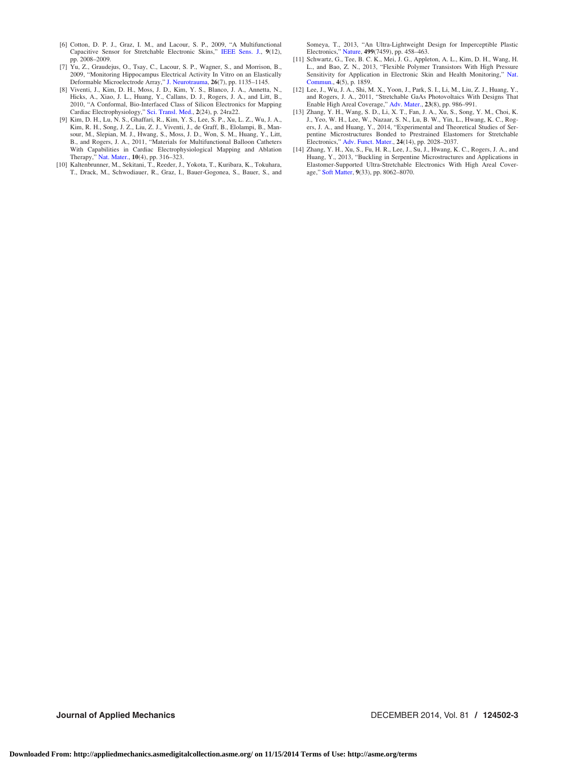[6] Cotton, D. P. J., Graz, I. M., and Lacour, S. P., 2009, "A Multifunctional Capacitive Sensor for Stretchable Electronic Skins," IEEE Sens. J., **9**(12), pp. 2008–2009.

[7] Yu, Z., Graudejus, O., Tsay, C., Lacour, S. P., Wagner, S., and Morrison, B., 2009, "Monitoring Hippocampus Electrical Activity In Vitro on an Elastically Deformable Microelectrode Array," J. Neurotrauma, **26**(7), pp. 1135–1145.

[8] Viventi, J., Kim, D. H., Moss, J. D., Kim, Y. S., Blanco, J. A., Annetta, N., Hicks, A., Xiao, J. L., Huang, Y., Callans, D. J., Rogers, J. A., and Litt, B., 2010, "A Conformal, Bio-Interfaced Class of Silicon Electronics for Mapping Cardiac Electrophysiology," Sci. Transl. Med., **2**(24), p. 24ra22.

[9] Kim, D. H., Lu, N. S., Ghaffari, R., Kim, Y. S., Lee, S. P., Xu, L. Z., Wu, J. A., Kim, R. H., Song, J. Z., Liu, Z. J., Viventi, J., de Graff, B., Elolampi, B., Mansour, M., Slepian, M. J., Hwang, S., Moss, J. D., Won, S. M., Huang, Y., Litt, B., and Rogers, J. A., 2011, "Materials for Multifunctional Balloon Catheters With Capabilities in Cardiac Electrophysiological Mapping and Ablation Therapy," Nat. Mater., **10**(4), pp. 316–323.

[10] Kaltenbrunner, M., Sekitani, T., Reeder, J., Yokota, T., Kuribara, K., Tokuhara, T., Drack, M., Schwodiauer, R., Graz, I., Bauer-Gogonea, S., Bauer, S., and Someya, T., 2013, "An Ultra-Lightweight Design for Imperceptible Plastic Electronics," Nature, **499**(7459), pp. 458–463.

[11] Schwartz, G., Tee, B. C. K., Mei, J. G., Appleton, A. L., Kim, D. H., Wang, H. L., and Bao, Z. N., 2013, "Flexible Polymer Transistors With High Pressure Sensitivity for Application in Electronic Skin and Health Monitoring," Nat. Commun., **4**(5), p. 1859.

[12] Lee, J., Wu, J. A., Shi, M. X., Yoon, J., Park, S. I., Li, M., Liu, Z. J., Huang, Y., and Rogers, J. A., 2011, "Stretchable GaAs Photovoltaics With Designs That Enable High Areal Coverage," Adv. Mater., **23**(8), pp. 986–991.

[13] Zhang, Y. H., Wang, S. D., Li, X. T., Fan, J. A., Xu, S., Song, Y. M., Choi, K. J., Yeo, W. H., Lee, W., Nazaar, S. N., Lu, B. W., Yin, L., Hwang, K. C., Rogers, J. A., and Huang, Y., 2014, "Experimental and Theoretical Studies of Serpentine Microstructures Bonded to Prestrained Elastomers for Stretchable Electronics," Adv. Funct. Mater., **24**(14), pp. 2028–2037.

[14] Zhang, Y. H., Xu, S., Fu, H. R., Lee, J., Su, J., Hwang, K. C., Rogers, J. A., and Huang, Y., 2013, "Buckling in Serpentine Microstructures and Applications in Elastomer-Supported Ultra-Stretchable Electronics With High Areal Coverage," Soft Matter, **9**(33), pp. 8062–8070.